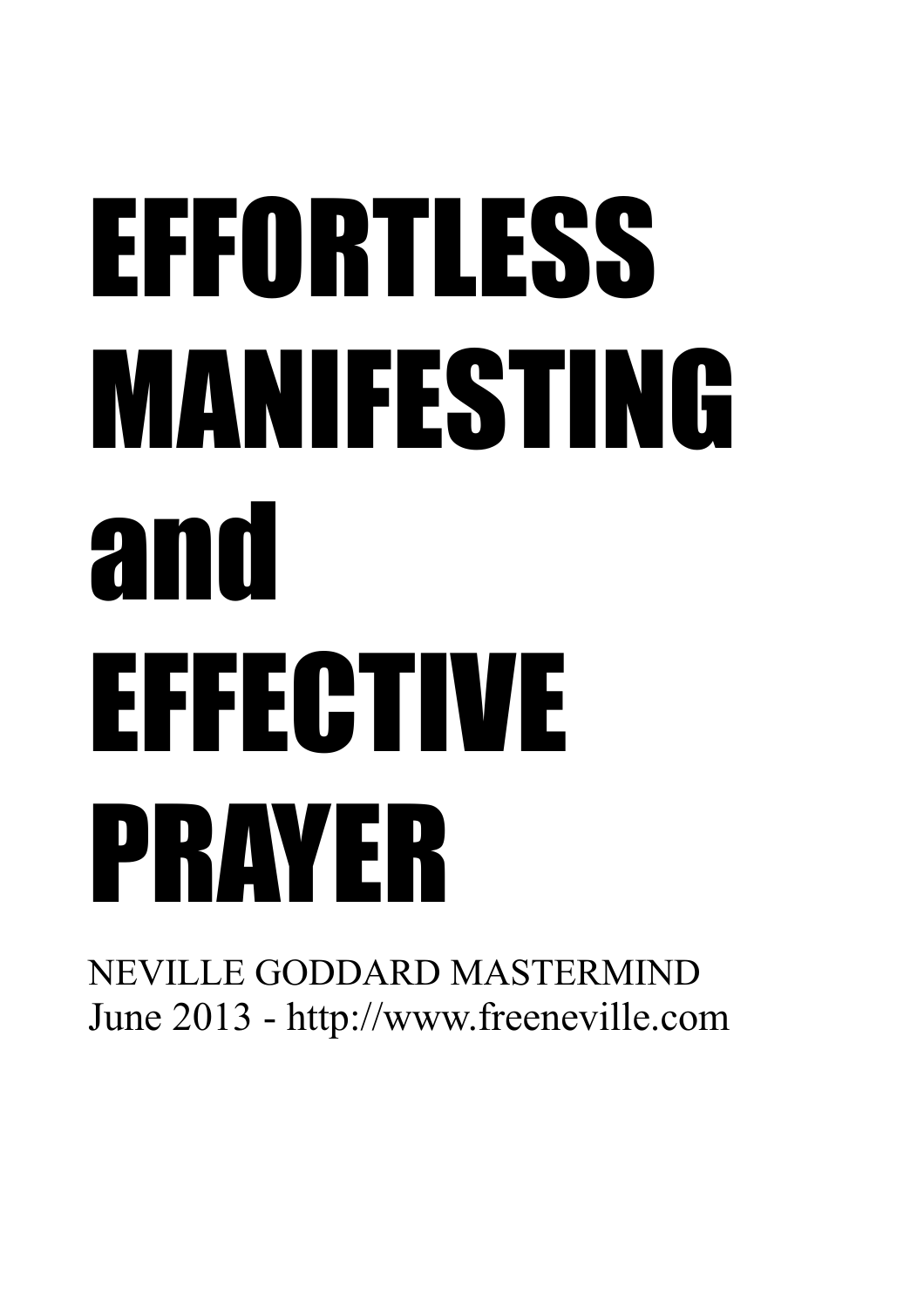# EFFORTLESS MANIFESTING and EFFECTIVE PRAYER

NEVILLE GODDARD MASTERMIND

June 2013 - http://www.freeneville.com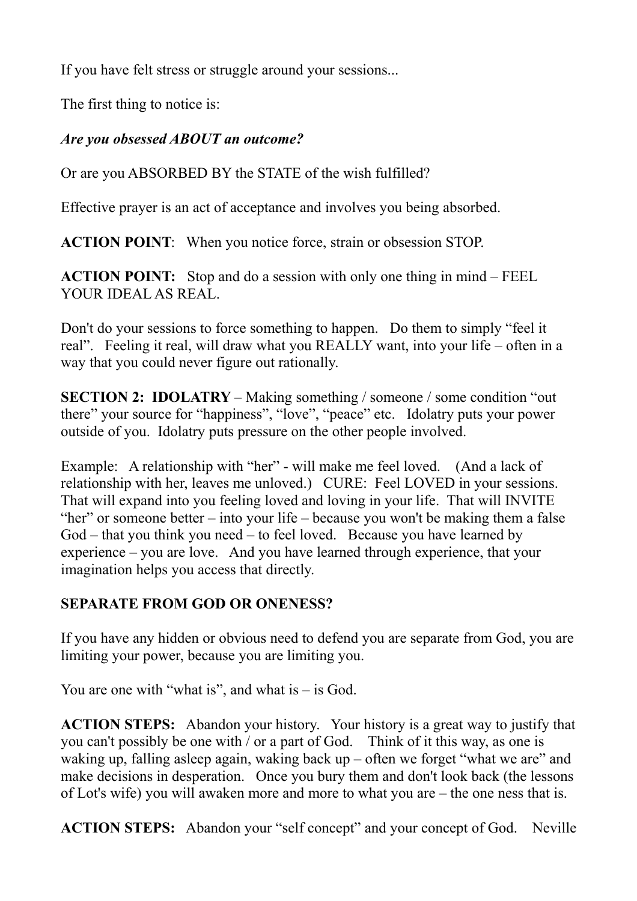If you have felt stress or struggle around your sessions...

The first thing to notice is:

***Are you obsessed ABOUT an outcome?***

Or are you ABSORBED BY the STATE of the wish fulfilled?

Effective prayer is an act of acceptance and involves you being absorbed.

**ACTION POINT**: When you notice force, strain or obsession STOP.

**ACTION POINT:** Stop and do a session with only one thing in mind – FEEL YOUR IDEAL AS REAL.

Don't do your sessions to force something to happen. Do them to simply "feel it real". Feeling it real, will draw what you REALLY want, into your life – often in a way that you could never figure out rationally.

**SECTION 2: IDOLATRY** – Making something / someone / some condition "out there" your source for "happiness", "love", "peace" etc. Idolatry puts your power outside of you. Idolatry puts pressure on the other people involved.

Example: A relationship with "her" - will make me feel loved. (And a lack of relationship with her, leaves me unloved.) CURE: Feel LOVED in your sessions. That will expand into you feeling loved and loving in your life. That will INVITE "her" or someone better – into your life – because you won't be making them a false God – that you think you need – to feel loved. Because you have learned by experience – you are love. And you have learned through experience, that your imagination helps you access that directly.

**SEPARATE FROM GOD OR ONENESS?**

If you have any hidden or obvious need to defend you are separate from God, you are limiting your power, because you are limiting you.

You are one with "what is", and what is – is God.

**ACTION STEPS:** Abandon your history. Your history is a great way to justify that you can't possibly be one with / or a part of God. Think of it this way, as one is waking up, falling asleep again, waking back up – often we forget "what we are" and make decisions in desperation. Once you bury them and don't look back (the lessons of Lot's wife) you will awaken more and more to what you are – the one ness that is.

**ACTION STEPS:** Abandon your "self concept" and your concept of God. Neville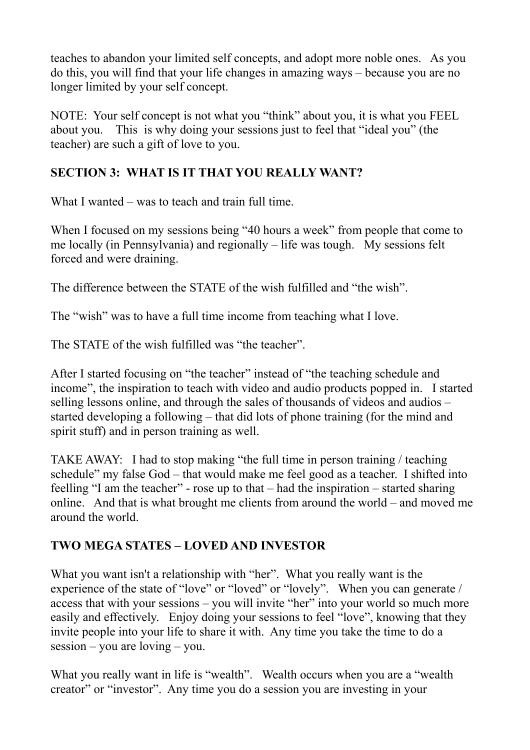teaches to abandon your limited self concepts, and adopt more noble ones. As you do this, you will find that your life changes in amazing ways – because you are no longer limited by your self concept.

NOTE: Your self concept is not what you "think" about you, it is what you FEEL about you. This is why doing your sessions just to feel that "ideal you" (the teacher) are such a gift of love to you.

## SECTION 3: WHAT IS IT THAT YOU REALLY WANT?

What I wanted – was to teach and train full time.

When I focused on my sessions being "40 hours a week" from people that come to me locally (in Pennsylvania) and regionally – life was tough. My sessions felt forced and were draining.

The difference between the STATE of the wish fulfilled and "the wish".

The "wish" was to have a full time income from teaching what I love.

The STATE of the wish fulfilled was "the teacher".

After I started focusing on "the teacher" instead of "the teaching schedule and income", the inspiration to teach with video and audio products popped in. I started selling lessons online, and through the sales of thousands of videos and audios – started developing a following – that did lots of phone training (for the mind and spirit stuff) and in person training as well.

TAKE AWAY: I had to stop making "the full time in person training / teaching schedule" my false God – that would make me feel good as a teacher. I shifted into feelling "I am the teacher" - rose up to that – had the inspiration – started sharing online. And that is what brought me clients from around the world – and moved me around the world.

## TWO MEGA STATES – LOVED AND INVESTOR

What you want isn't a relationship with "her". What you really want is the experience of the state of "love" or "loved" or "lovely". When you can generate / access that with your sessions – you will invite "her" into your world so much more easily and effectively. Enjoy doing your sessions to feel "love", knowing that they invite people into your life to share it with. Any time you take the time to do a session – you are loving – you.

What you really want in life is "wealth". Wealth occurs when you are a "wealth creator" or "investor". Any time you do a session you are investing in your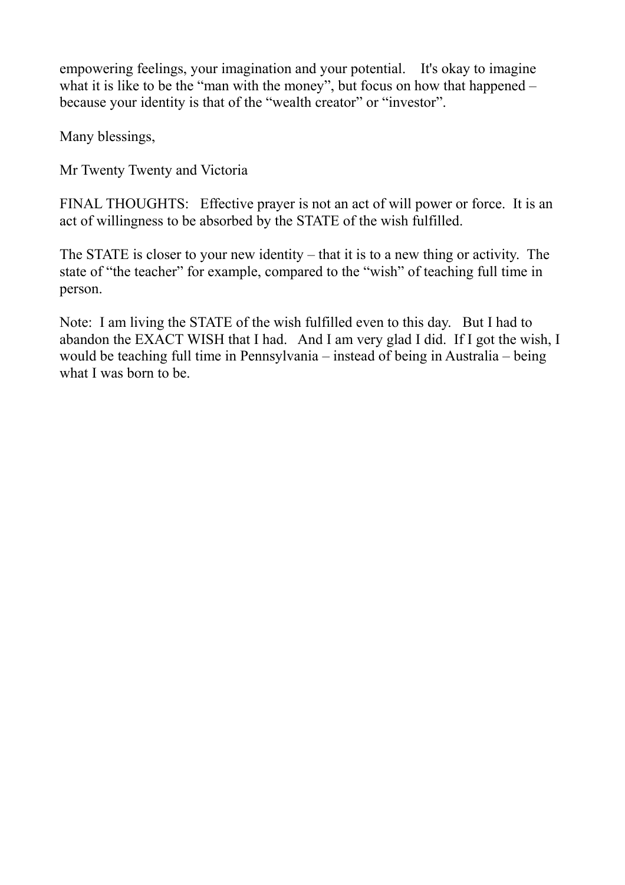empowering feelings, your imagination and your potential.   It's okay to imagine what it is like to be the "man with the money", but focus on how that happened – because your identity is that of the "wealth creator" or "investor".

Many blessings,

Mr Twenty Twenty and Victoria

FINAL THOUGHTS:   Effective prayer is not an act of will power or force.  It is an act of willingness to be absorbed by the STATE of the wish fulfilled.

The STATE is closer to your new identity – that it is to a new thing or activity.  The state of "the teacher" for example, compared to the "wish" of teaching full time in person.

Note:  I am living the STATE of the wish fulfilled even to this day.   But I had to abandon the EXACT WISH that I had.   And I am very glad I did.  If I got the wish, I would be teaching full time in Pennsylvania – instead of being in Australia – being what I was born to be.